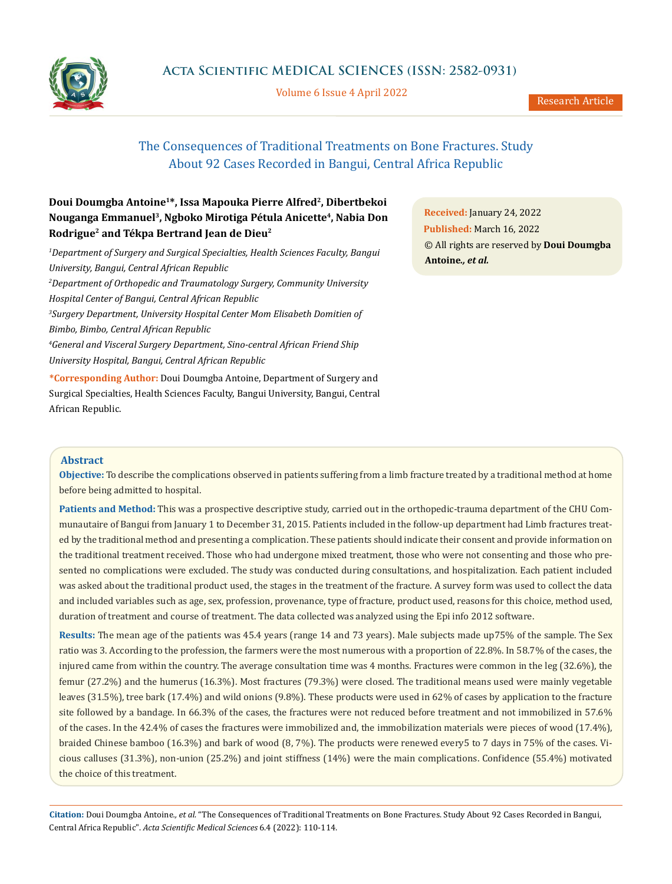Research Article

# The Consequences of Traditional Treatments on Bone Fractures. Study About 92 Cases Recorded in Bangui, Central Africa Republic

**Doui Doumgba Antoine[1]\*, Issa Mapouka Pierre Alfred[2], Dibertbekoi Nouganga Emmanuel[3], Ngboko Mirotiga Pétula Anicette[4], Nabia Don Rodrigue[2] and Tékpa Bertrand Jean de Dieu[2]**

*[1]Department of Surgery and Surgical Specialties, Health Sciences Faculty, Bangui University, Bangui, Central African Republic*

*[2]Department of Orthopedic and Traumatology Surgery, Community University Hospital Center of Bangui, Central African Republic*

*[3]Surgery Department, University Hospital Center Mom Elisabeth Domitien of Bimbo, Bimbo, Central African Republic*

*[4]General and Visceral Surgery Department, Sino-central African Friend Ship University Hospital, Bangui, Central African Republic*

**\*Corresponding Author:** Doui Doumgba Antoine, Department of Surgery and Surgical Specialties, Health Sciences Faculty, Bangui University, Bangui, Central African Republic.

**Received:** January 24, 2022
**Published:** March 16, 2022
© All rights are reserved by **Doui Doumgba Antoine.*, et al.***

## Abstract

**Objective:** To describe the complications observed in patients suffering from a limb fracture treated by a traditional method at home before being admitted to hospital.

**Patients and Method:** This was a prospective descriptive study, carried out in the orthopedic-trauma department of the CHU Communautaire of Bangui from January 1 to December 31, 2015. Patients included in the follow-up department had Limb fractures treated by the traditional method and presenting a complication. These patients should indicate their consent and provide information on the traditional treatment received. Those who had undergone mixed treatment, those who were not consenting and those who presented no complications were excluded. The study was conducted during consultations, and hospitalization. Each patient included was asked about the traditional product used, the stages in the treatment of the fracture. A survey form was used to collect the data and included variables such as age, sex, profession, provenance, type of fracture, product used, reasons for this choice, method used, duration of treatment and course of treatment. The data collected was analyzed using the Epi info 2012 software.

**Results:** The mean age of the patients was 45.4 years (range 14 and 73 years). Male subjects made up75% of the sample. The Sex ratio was 3. According to the profession, the farmers were the most numerous with a proportion of 22.8%. In 58.7% of the cases, the injured came from within the country. The average consultation time was 4 months. Fractures were common in the leg (32.6%), the femur (27.2%) and the humerus (16.3%). Most fractures (79.3%) were closed. The traditional means used were mainly vegetable leaves (31.5%), tree bark (17.4%) and wild onions (9.8%). These products were used in 62% of cases by application to the fracture site followed by a bandage. In 66.3% of the cases, the fractures were not reduced before treatment and not immobilized in 57.6% of the cases. In the 42.4% of cases the fractures were immobilized and, the immobilization materials were pieces of wood (17.4%), braided Chinese bamboo (16.3%) and bark of wood (8, 7%). The products were renewed every5 to 7 days in 75% of the cases. Vicious calluses (31.3%), non-union (25.2%) and joint stiffness (14%) were the main complications. Confidence (55.4%) motivated the choice of this treatment.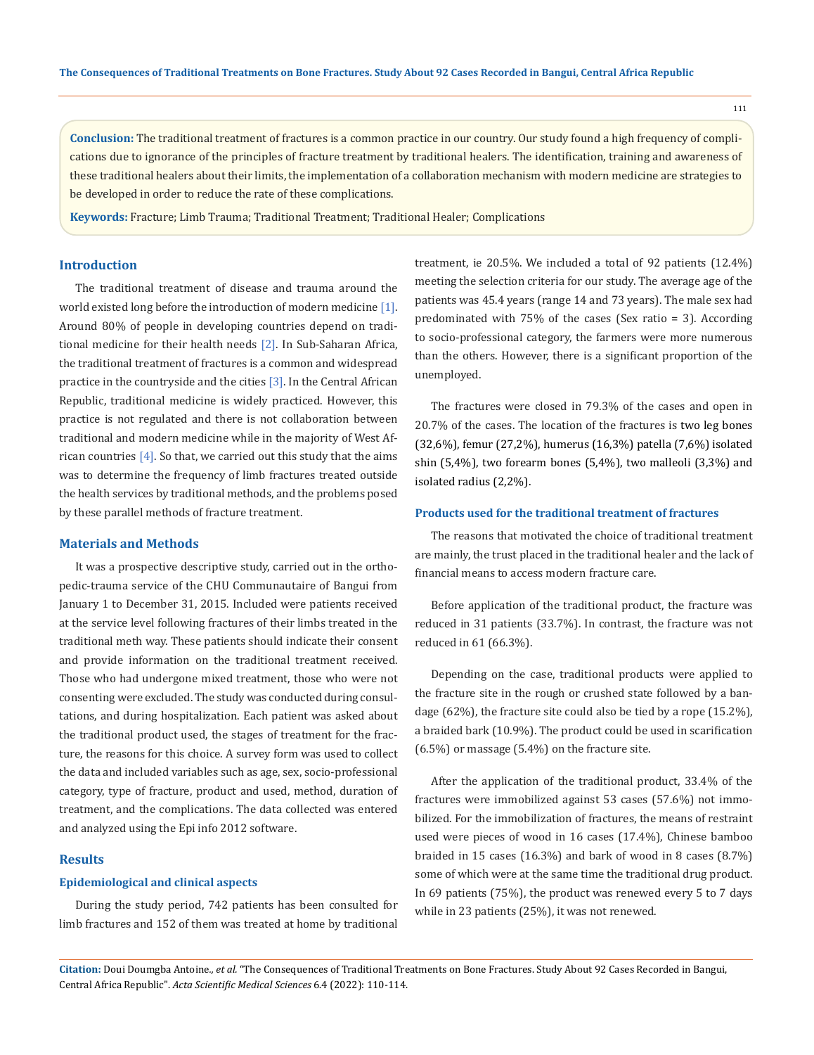**Conclusion:** The traditional treatment of fractures is a common practice in our country. Our study found a high frequency of complications due to ignorance of the principles of fracture treatment by traditional healers. The identification, training and awareness of these traditional healers about their limits, the implementation of a collaboration mechanism with modern medicine are strategies to be developed in order to reduce the rate of these complications.

**Keywords:** Fracture; Limb Trauma; Traditional Treatment; Traditional Healer; Complications

## Introduction

The traditional treatment of disease and trauma around the world existed long before the introduction of modern medicine [1]. Around 80% of people in developing countries depend on traditional medicine for their health needs [2]. In Sub-Saharan Africa, the traditional treatment of fractures is a common and widespread practice in the countryside and the cities [3]. In the Central African Republic, traditional medicine is widely practiced. However, this practice is not regulated and there is not collaboration between traditional and modern medicine while in the majority of West African countries [4]. So that, we carried out this study that the aims was to determine the frequency of limb fractures treated outside the health services by traditional methods, and the problems posed by these parallel methods of fracture treatment.

## Materials and Methods

It was a prospective descriptive study, carried out in the orthopedic-trauma service of the CHU Communautaire of Bangui from January 1 to December 31, 2015. Included were patients received at the service level following fractures of their limbs treated in the traditional meth way. These patients should indicate their consent and provide information on the traditional treatment received. Those who had undergone mixed treatment, those who were not consenting were excluded. The study was conducted during consultations, and during hospitalization. Each patient was asked about the traditional product used, the stages of treatment for the fracture, the reasons for this choice. A survey form was used to collect the data and included variables such as age, sex, socio-professional category, type of fracture, product and used, method, duration of treatment, and the complications. The data collected was entered and analyzed using the Epi info 2012 software.

## Results

### Epidemiological and clinical aspects

During the study period, 742 patients has been consulted for limb fractures and 152 of them was treated at home by traditional treatment, ie 20.5%. We included a total of 92 patients (12.4%) meeting the selection criteria for our study. The average age of the patients was 45.4 years (range 14 and 73 years). The male sex had predominated with 75% of the cases (Sex ratio = 3). According to socio-professional category, the farmers were more numerous than the others. However, there is a significant proportion of the unemployed.

The fractures were closed in 79.3% of the cases and open in 20.7% of the cases. The location of the fractures is two leg bones (32,6%), femur (27,2%), humerus (16,3%) patella (7,6%) isolated shin (5,4%), two forearm bones (5,4%), two malleoli (3,3%) and isolated radius (2,2%).

### Products used for the traditional treatment of fractures

The reasons that motivated the choice of traditional treatment are mainly, the trust placed in the traditional healer and the lack of financial means to access modern fracture care.

Before application of the traditional product, the fracture was reduced in 31 patients (33.7%). In contrast, the fracture was not reduced in 61 (66.3%).

Depending on the case, traditional products were applied to the fracture site in the rough or crushed state followed by a bandage (62%), the fracture site could also be tied by a rope (15.2%), a braided bark (10.9%). The product could be used in scarification (6.5%) or massage (5.4%) on the fracture site.

After the application of the traditional product, 33.4% of the fractures were immobilized against 53 cases (57.6%) not immobilized. For the immobilization of fractures, the means of restraint used were pieces of wood in 16 cases (17.4%), Chinese bamboo braided in 15 cases (16.3%) and bark of wood in 8 cases (8.7%) some of which were at the same time the traditional drug product. In 69 patients (75%), the product was renewed every 5 to 7 days while in 23 patients (25%), it was not renewed.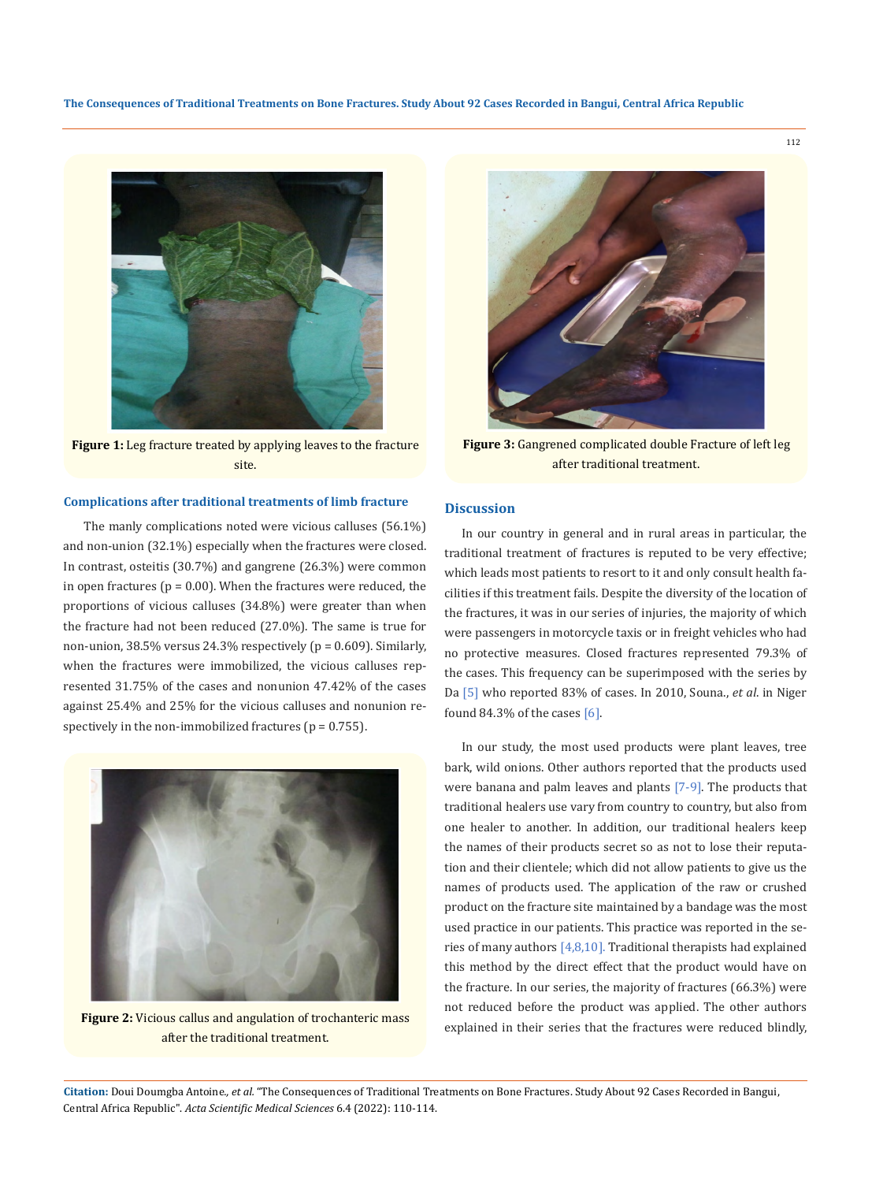Figure 1: Leg fracture treated by applying leaves to the fracture site.

Figure 3: Gangrened complicated double Fracture of left leg after traditional treatment.

### Complications after traditional treatments of limb fracture

The manly complications noted were vicious calluses (56.1%) and non-union (32.1%) especially when the fractures were closed. In contrast, osteitis (30.7%) and gangrene (26.3%) were common in open fractures (p = 0.00). When the fractures were reduced, the proportions of vicious calluses (34.8%) were greater than when the fracture had not been reduced (27.0%). The same is true for non-union, 38.5% versus 24.3% respectively (p = 0.609). Similarly, when the fractures were immobilized, the vicious calluses represented 31.75% of the cases and nonunion 47.42% of the cases against 25.4% and 25% for the vicious calluses and nonunion respectively in the non-immobilized fractures (p = 0.755).

Figure 2: Vicious callus and angulation of trochanteric mass after the traditional treatment.

## Discussion

In our country in general and in rural areas in particular, the traditional treatment of fractures is reputed to be very effective; which leads most patients to resort to it and only consult health facilities if this treatment fails. Despite the diversity of the location of the fractures, it was in our series of injuries, the majority of which were passengers in motorcycle taxis or in freight vehicles who had no protective measures. Closed fractures represented 79.3% of the cases. This frequency can be superimposed with the series by Da [5] who reported 83% of cases. In 2010, Souna., *et al*. in Niger found 84.3% of the cases [6].

In our study, the most used products were plant leaves, tree bark, wild onions. Other authors reported that the products used were banana and palm leaves and plants [7-9]. The products that traditional healers use vary from country to country, but also from one healer to another. In addition, our traditional healers keep the names of their products secret so as not to lose their reputation and their clientele; which did not allow patients to give us the names of products used. The application of the raw or crushed product on the fracture site maintained by a bandage was the most used practice in our patients. This practice was reported in the series of many authors [4,8,10]. Traditional therapists had explained this method by the direct effect that the product would have on the fracture. In our series, the majority of fractures (66.3%) were not reduced before the product was applied. The other authors explained in their series that the fractures were reduced blindly,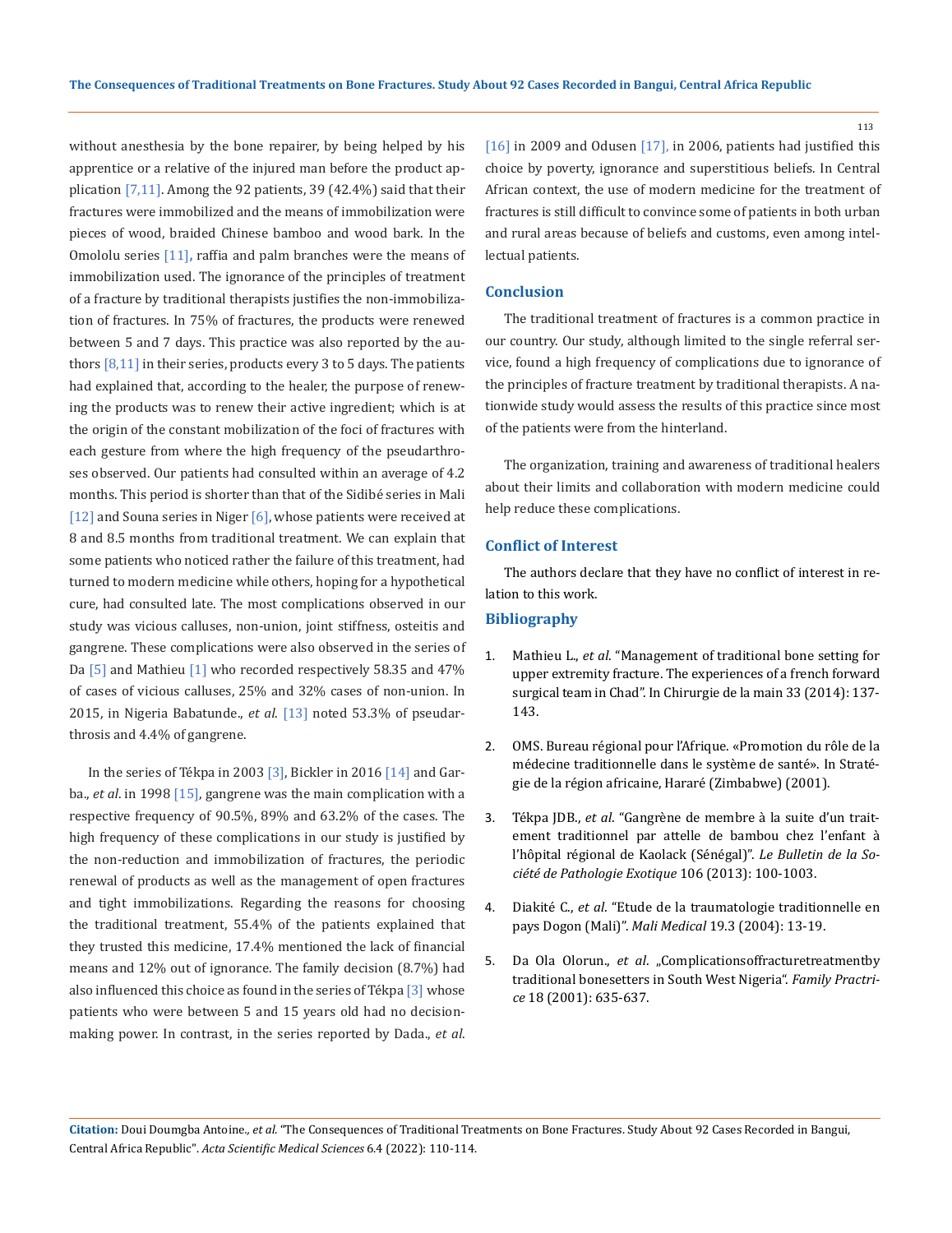without anesthesia by the bone repairer, by being helped by his apprentice or a relative of the injured man before the product application [7,11]. Among the 92 patients, 39 (42.4%) said that their fractures were immobilized and the means of immobilization were pieces of wood, braided Chinese bamboo and wood bark. In the Omololu series [11], raffia and palm branches were the means of immobilization used. The ignorance of the principles of treatment of a fracture by traditional therapists justifies the non-immobilization of fractures. In 75% of fractures, the products were renewed between 5 and 7 days. This practice was also reported by the authors [8,11] in their series, products every 3 to 5 days. The patients had explained that, according to the healer, the purpose of renewing the products was to renew their active ingredient; which is at the origin of the constant mobilization of the foci of fractures with each gesture from where the high frequency of the pseudarthroses observed. Our patients had consulted within an average of 4.2 months. This period is shorter than that of the Sidibé series in Mali [12] and Souna series in Niger [6], whose patients were received at 8 and 8.5 months from traditional treatment. We can explain that some patients who noticed rather the failure of this treatment, had turned to modern medicine while others, hoping for a hypothetical cure, had consulted late. The most complications observed in our study was vicious calluses, non-union, joint stiffness, osteitis and gangrene. These complications were also observed in the series of Da [5] and Mathieu [1] who recorded respectively 58.35 and 47% of cases of vicious calluses, 25% and 32% cases of non-union. In 2015, in Nigeria Babatunde., *et al.* [13] noted 53.3% of pseudarthrosis and 4.4% of gangrene.

In the series of Tékpa in 2003 [3], Bickler in 2016 [14] and Garba., *et al.* in 1998 [15], gangrene was the main complication with a respective frequency of 90.5%, 89% and 63.2% of the cases. The high frequency of these complications in our study is justified by the non-reduction and immobilization of fractures, the periodic renewal of products as well as the management of open fractures and tight immobilizations. Regarding the reasons for choosing the traditional treatment, 55.4% of the patients explained that they trusted this medicine, 17.4% mentioned the lack of financial means and 12% out of ignorance. The family decision (8.7%) had also influenced this choice as found in the series of Tékpa [3] whose patients who were between 5 and 15 years old had no decision-making power. In contrast, in the series reported by Dada., *et al.* [16] in 2009 and Odusen [17], in 2006, patients had justified this choice by poverty, ignorance and superstitious beliefs. In Central African context, the use of modern medicine for the treatment of fractures is still difficult to convince some of patients in both urban and rural areas because of beliefs and customs, even among intellectual patients.

## Conclusion

The traditional treatment of fractures is a common practice in our country. Our study, although limited to the single referral service, found a high frequency of complications due to ignorance of the principles of fracture treatment by traditional therapists. A nationwide study would assess the results of this practice since most of the patients were from the hinterland.

The organization, training and awareness of traditional healers about their limits and collaboration with modern medicine could help reduce these complications.

## Conflict of Interest

The authors declare that they have no conflict of interest in relation to this work.

## Bibliography

1. Mathieu L., *et al.* "Management of traditional bone setting for upper extremity fracture. The experiences of a french forward surgical team in Chad". In Chirurgie de la main 33 (2014): 137-143.
2. OMS. Bureau régional pour l'Afrique. «Promotion du rôle de la médecine traditionnelle dans le système de santé». In Stratégie de la région africaine, Hararé (Zimbabwe) (2001).
3. Tékpa JDB., *et al.* "Gangrène de membre à la suite d'un traitement traditionnel par attelle de bambou chez l'enfant à l'hôpital régional de Kaolack (Sénégal)". *Le Bulletin de la Société de Pathologie Exotique* 106 (2013): 100-1003.
4. Diakité C., *et al.* "Etude de la traumatologie traditionnelle en pays Dogon (Mali)". *Mali Medical* 19.3 (2004): 13-19.
5. Da Ola Olorun., *et al.* „Complicationsoffracturetreatmentby traditional bonesetters in South West Nigeria". *Family Practrice* 18 (2001): 635-637.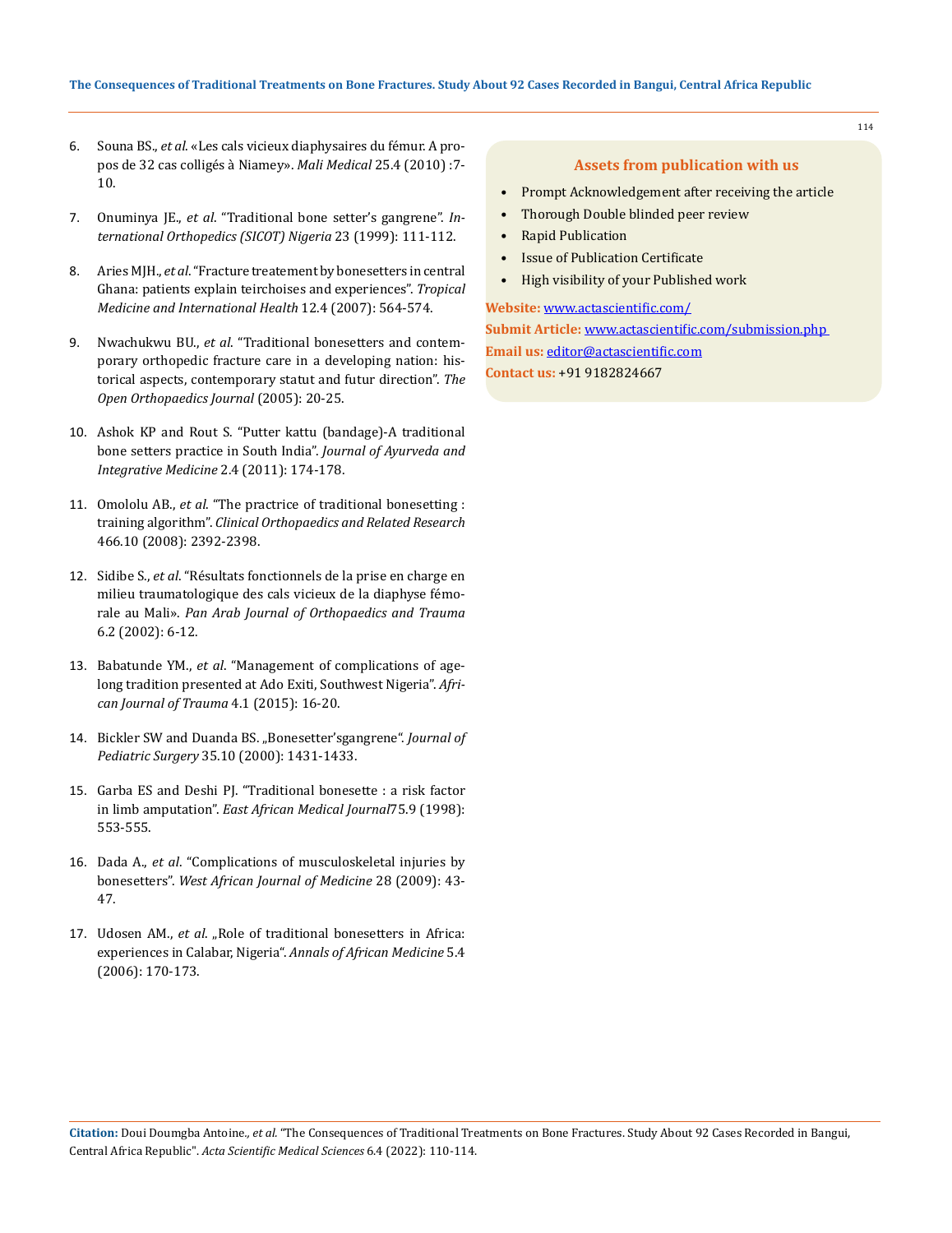6. Souna BS., *et al*. «Les cals vicieux diaphysaires du fémur. A propos de 32 cas colligés à Niamey». *Mali Medical* 25.4 (2010) :7-10.

7. Onuminya JE., *et al*. "Traditional bone setter's gangrene". *International Orthopedics (SICOT) Nigeria* 23 (1999): 111-112.

8. Aries MJH., *et al*. "Fracture treatement by bonesetters in central Ghana: patients explain teirchoises and experiences". *Tropical Medicine and International Health* 12.4 (2007): 564-574.

9. Nwachukwu BU., *et al*. "Traditional bonesetters and contemporary orthopedic fracture care in a developing nation: historical aspects, contemporary statut and futur direction". *The Open Orthopaedics Journal* (2005): 20-25.

10. Ashok KP and Rout S. "Putter kattu (bandage)-A traditional bone setters practice in South India". *Journal of Ayurveda and Integrative Medicine* 2.4 (2011): 174-178.

11. Omololu AB., *et al*. "The practrice of traditional bonesetting : training algorithm". *Clinical Orthopaedics and Related Research* 466.10 (2008): 2392-2398.

12. Sidibe S., *et al*. "Résultats fonctionnels de la prise en charge en milieu traumatologique des cals vicieux de la diaphyse fémorale au Mali». *Pan Arab Journal of Orthopaedics and Trauma* 6.2 (2002): 6-12.

13. Babatunde YM., *et al*. "Management of complications of agelong tradition presented at Ado Exiti, Southwest Nigeria". *African Journal of Trauma* 4.1 (2015): 16-20.

14. Bickler SW and Duanda BS. „Bonesetter'sgangrene". *Journal of Pediatric Surgery* 35.10 (2000): 1431-1433.

15. Garba ES and Deshi PJ. "Traditional bonesette : a risk factor in limb amputation". *East African Medical Journal*75.9 (1998): 553-555.

16. Dada A., *et al*. "Complications of musculoskeletal injuries by bonesetters". *West African Journal of Medicine* 28 (2009): 43-47.

17. Udosen AM., *et al*. „Role of traditional bonesetters in Africa: experiences in Calabar, Nigeria". *Annals of African Medicine* 5.4 (2006): 170-173.

### Assets from publication with us

- Prompt Acknowledgement after receiving the article
- Thorough Double blinded peer review
- Rapid Publication
- Issue of Publication Certificate
- High visibility of your Published work

**Website:** www.actascientific.com/

**Submit Article:** www.actascientific.com/submission.php

**Email us:** editor@actascientific.com

**Contact us:** +91 9182824667